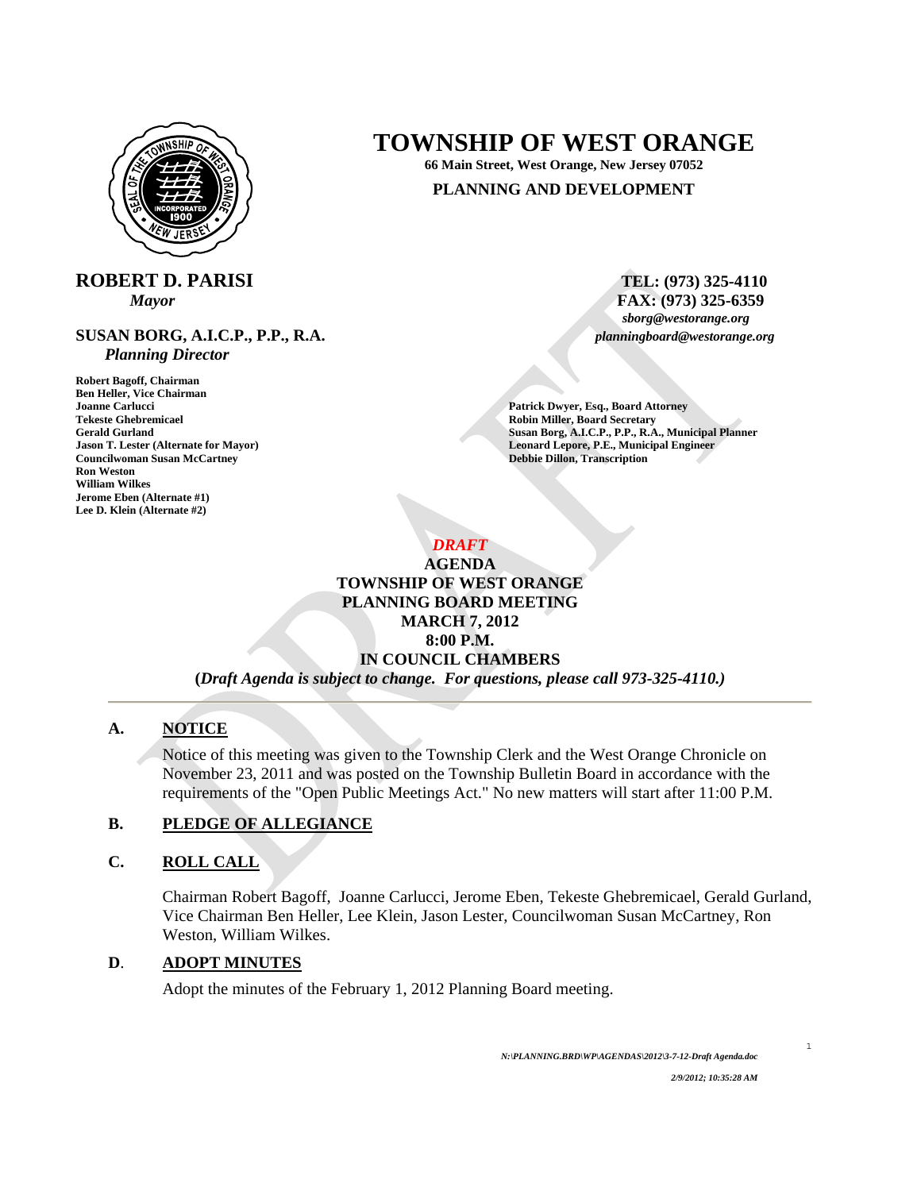# TOWNSHIP OF WEST ORANGE

**66 Main Street, West Orange, New Jersey 07052**

**PLANNING AND DEVELOPMENT**

**ROBERT D. PARISI**
*Mayor*

**TEL: (973) 325-4110**
**FAX: (973) 325-6359**
***sborg@westorange.org***

**SUSAN BORG, A.I.C.P., P.P., R.A.**
***Planning Director***

***planningboard@westorange.org***

**Robert Bagoff, Chairman**
**Ben Heller, Vice Chairman**
**Joanne Carlucci**
**Tekeste Ghebremicael**
**Gerald Gurland**
**Jason T. Lester (Alternate for Mayor)**
**Councilwoman Susan McCartney**
**Ron Weston**
**William Wilkes**
**Jerome Eben (Alternate #1)**
**Lee D. Klein (Alternate #2)**

**Patrick Dwyer, Esq., Board Attorney**
**Robin Miller, Board Secretary**
**Susan Borg, A.I.C.P., P.P., R.A., Municipal Planner**
**Leonard Lepore, P.E., Municipal Engineer**
**Debbie Dillon, Transcription**

***DRAFT***
**AGENDA**
**TOWNSHIP OF WEST ORANGE**
**PLANNING BOARD MEETING**
**MARCH 7, 2012**
**8:00 P.M.**
**IN COUNCIL CHAMBERS**
**(*Draft Agenda is subject to change. For questions, please call 973-325-4110.)***

---

## A. NOTICE

Notice of this meeting was given to the Township Clerk and the West Orange Chronicle on November 23, 2011 and was posted on the Township Bulletin Board in accordance with the requirements of the "Open Public Meetings Act." No new matters will start after 11:00 P.M.

## B. PLEDGE OF ALLEGIANCE

## C. ROLL CALL

Chairman Robert Bagoff, Joanne Carlucci, Jerome Eben, Tekeste Ghebremicael, Gerald Gurland, Vice Chairman Ben Heller, Lee Klein, Jason Lester, Councilwoman Susan McCartney, Ron Weston, William Wilkes.

## D. ADOPT MINUTES

Adopt the minutes of the February 1, 2012 Planning Board meeting.

*N:\PLANNING.BRD\WP\AGENDAS\2012\3-7-12-Draft Agenda.doc*

*2/9/2012; 10:35:28 AM*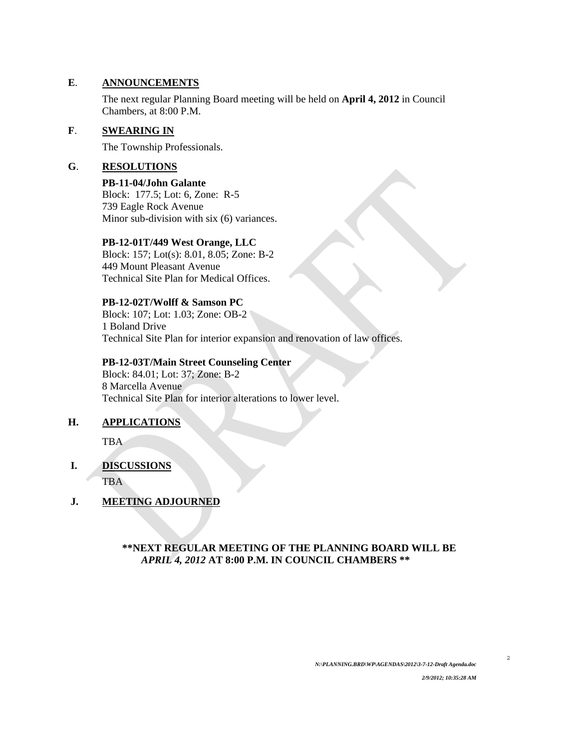**E**. **ANNOUNCEMENTS**

The next regular Planning Board meeting will be held on **April 4, 2012** in Council Chambers, at 8:00 P.M.

**F**. **SWEARING IN**

The Township Professionals.

**G**. **RESOLUTIONS**

**PB-11-04/John Galante**
Block: 177.5; Lot: 6, Zone: R-5
739 Eagle Rock Avenue
Minor sub-division with six (6) variances.

**PB-12-01T/449 West Orange, LLC**
Block: 157; Lot(s): 8.01, 8.05; Zone: B-2
449 Mount Pleasant Avenue
Technical Site Plan for Medical Offices.

**PB-12-02T/Wolff & Samson PC**
Block: 107; Lot: 1.03; Zone: OB-2
1 Boland Drive
Technical Site Plan for interior expansion and renovation of law offices.

**PB-12-03T/Main Street Counseling Center**
Block: 84.01; Lot: 37; Zone: B-2
8 Marcella Avenue
Technical Site Plan for interior alterations to lower level.

**H.** **APPLICATIONS**

TBA

**I.** **DISCUSSIONS**

TBA

**J.** **MEETING ADJOURNED**

**\*\*NEXT REGULAR MEETING OF THE PLANNING BOARD WILL BE** ***APRIL 4, 2012*** **AT 8:00 P.M. IN COUNCIL CHAMBERS \*\***

*N:\PLANNING.BRD\WP\AGENDAS\2012\3-7-12-Draft Agenda.doc*

*2/9/2012; 10:35:28 AM*